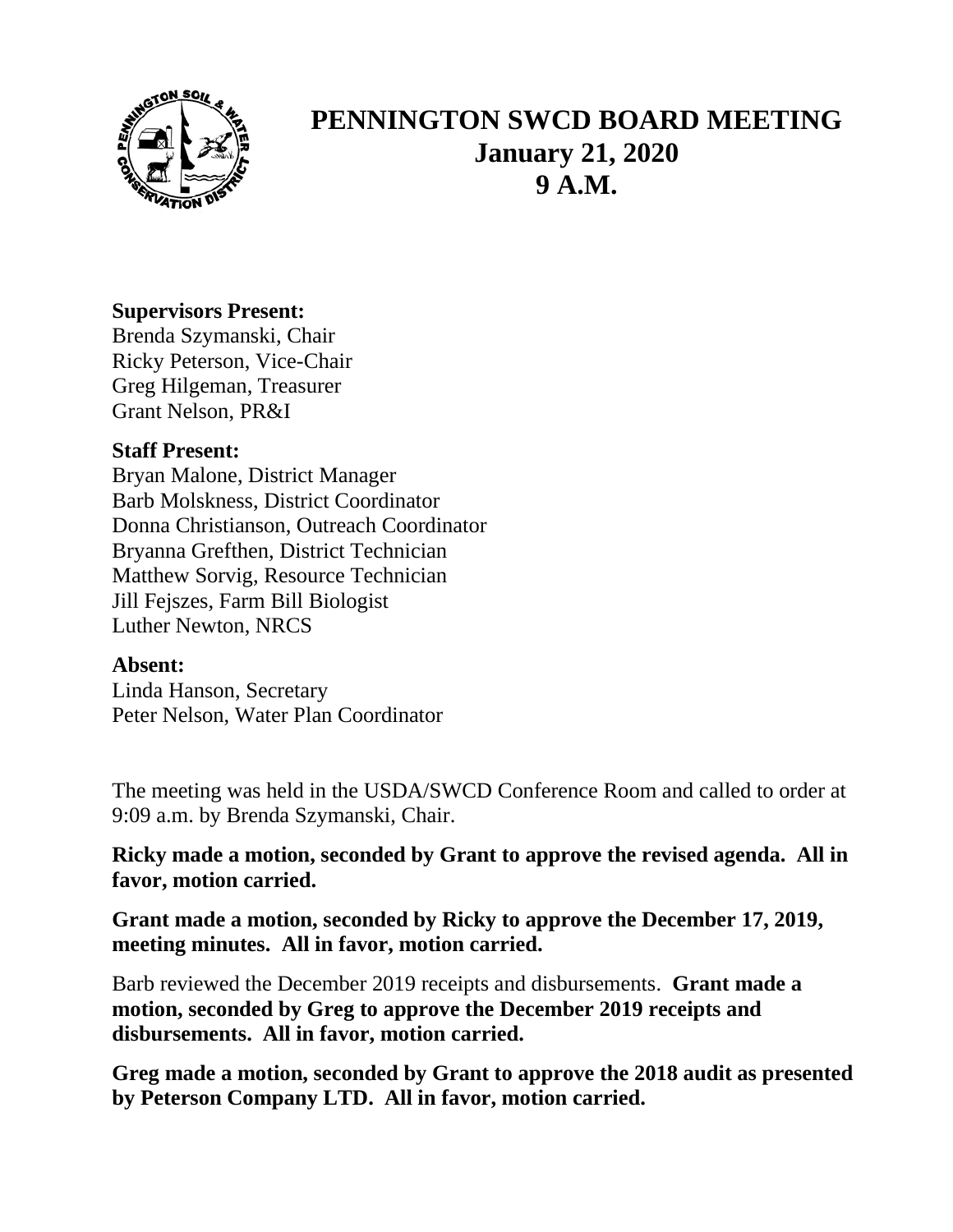# PENNINGTON SWCD BOARD MEETING
## January 21, 2020
## 9 A.M.

**Supervisors Present:**
Brenda Szymanski, Chair
Ricky Peterson, Vice-Chair
Greg Hilgeman, Treasurer
Grant Nelson, PR&I

**Staff Present:**
Bryan Malone, District Manager
Barb Molskness, District Coordinator
Donna Christianson, Outreach Coordinator
Bryanna Grefthen, District Technician
Matthew Sorvig, Resource Technician
Jill Fejszes, Farm Bill Biologist
Luther Newton, NRCS

**Absent:**
Linda Hanson, Secretary
Peter Nelson, Water Plan Coordinator

The meeting was held in the USDA/SWCD Conference Room and called to order at 9:09 a.m. by Brenda Szymanski, Chair.

**Ricky made a motion, seconded by Grant to approve the revised agenda. All in favor, motion carried.**

**Grant made a motion, seconded by Ricky to approve the December 17, 2019, meeting minutes. All in favor, motion carried.**

Barb reviewed the December 2019 receipts and disbursements. **Grant made a motion, seconded by Greg to approve the December 2019 receipts and disbursements. All in favor, motion carried.**

**Greg made a motion, seconded by Grant to approve the 2018 audit as presented by Peterson Company LTD. All in favor, motion carried.**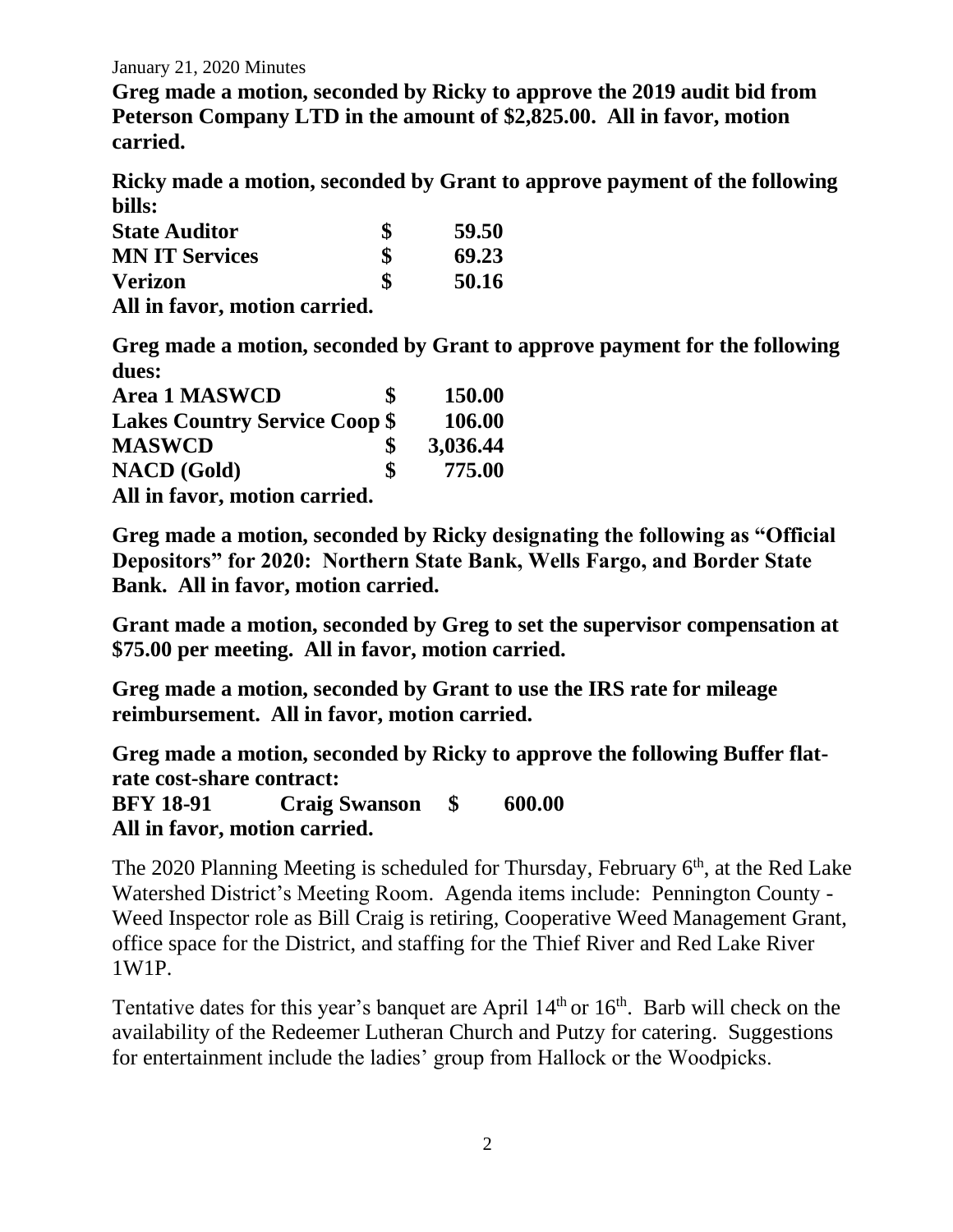January 21, 2020 Minutes

**Greg made a motion, seconded by Ricky to approve the 2019 audit bid from Peterson Company LTD in the amount of $2,825.00. All in favor, motion carried.**

**Ricky made a motion, seconded by Grant to approve payment of the following bills:**

| | | |
|---|---|---|
| **State Auditor** | **$** | **59.50** |
| **MN IT Services** | **$** | **69.23** |
| **Verizon** | **$** | **50.16** |

**All in favor, motion carried.**

**Greg made a motion, seconded by Grant to approve payment for the following dues:**

| | | |
|---|---|---|
| **Area 1 MASWCD** | **$** | **150.00** |
| **Lakes Country Service Coop** | **$** | **106.00** |
| **MASWCD** | **$** | **3,036.44** |
| **NACD (Gold)** | **$** | **775.00** |

**All in favor, motion carried.**

**Greg made a motion, seconded by Ricky designating the following as "Official Depositors" for 2020: Northern State Bank, Wells Fargo, and Border State Bank. All in favor, motion carried.**

**Grant made a motion, seconded by Greg to set the supervisor compensation at $75.00 per meeting. All in favor, motion carried.**

**Greg made a motion, seconded by Grant to use the IRS rate for mileage reimbursement. All in favor, motion carried.**

**Greg made a motion, seconded by Ricky to approve the following Buffer flat-rate cost-share contract:**

| | | | |
|---|---|---|---|
| **BFY 18-91** | **Craig Swanson** | **$** | **600.00** |

**All in favor, motion carried.**

The 2020 Planning Meeting is scheduled for Thursday, February 6th, at the Red Lake Watershed District's Meeting Room. Agenda items include: Pennington County - Weed Inspector role as Bill Craig is retiring, Cooperative Weed Management Grant, office space for the District, and staffing for the Thief River and Red Lake River 1W1P.

Tentative dates for this year's banquet are April 14th or 16th. Barb will check on the availability of the Redeemer Lutheran Church and Putzy for catering. Suggestions for entertainment include the ladies' group from Hallock or the Woodpicks.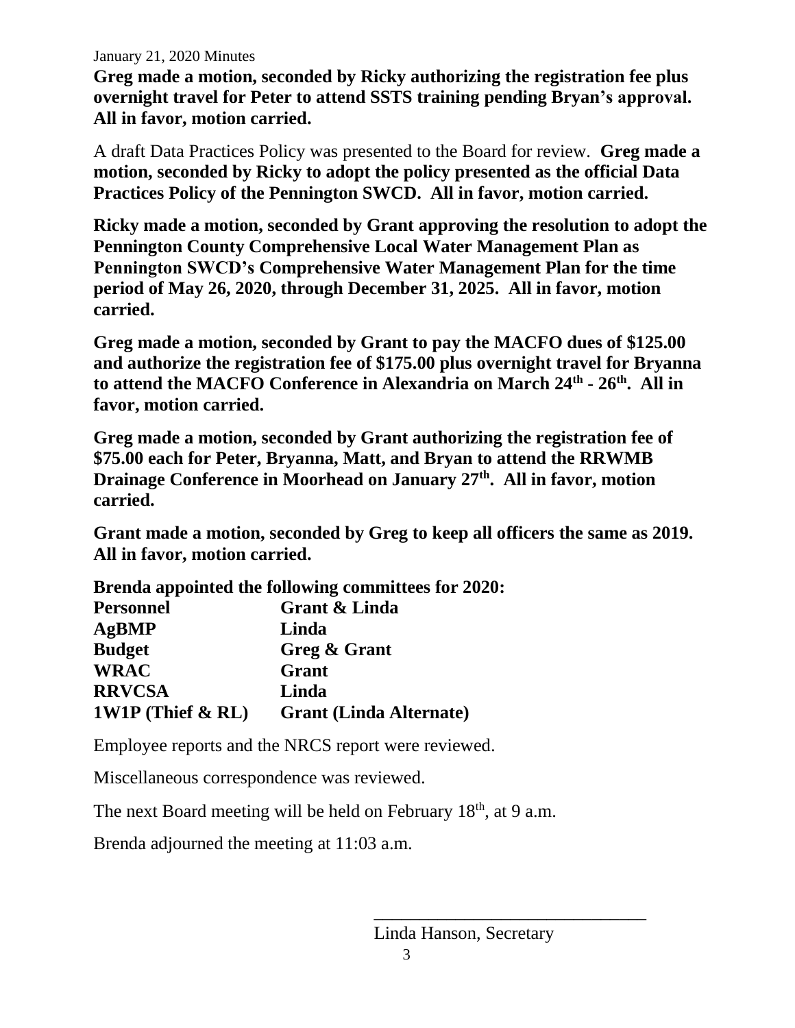January 21, 2020 Minutes

**Greg made a motion, seconded by Ricky authorizing the registration fee plus overnight travel for Peter to attend SSTS training pending Bryan's approval. All in favor, motion carried.**

A draft Data Practices Policy was presented to the Board for review. **Greg made a motion, seconded by Ricky to adopt the policy presented as the official Data Practices Policy of the Pennington SWCD. All in favor, motion carried.**

**Ricky made a motion, seconded by Grant approving the resolution to adopt the Pennington County Comprehensive Local Water Management Plan as Pennington SWCD's Comprehensive Water Management Plan for the time period of May 26, 2020, through December 31, 2025. All in favor, motion carried.**

**Greg made a motion, seconded by Grant to pay the MACFO dues of $125.00 and authorize the registration fee of $175.00 plus overnight travel for Bryanna to attend the MACFO Conference in Alexandria on March 24th - 26th. All in favor, motion carried.**

**Greg made a motion, seconded by Grant authorizing the registration fee of $75.00 each for Peter, Bryanna, Matt, and Bryan to attend the RRWMB Drainage Conference in Moorhead on January 27th. All in favor, motion carried.**

**Grant made a motion, seconded by Greg to keep all officers the same as 2019. All in favor, motion carried.**

**Brenda appointed the following committees for 2020:**

| | |
|---|---|
| **Personnel** | **Grant & Linda** |
| **AgBMP** | **Linda** |
| **Budget** | **Greg & Grant** |
| **WRAC** | **Grant** |
| **RRVCSA** | **Linda** |
| **1W1P (Thief & RL)** | **Grant (Linda Alternate)** |

Employee reports and the NRCS report were reviewed.

Miscellaneous correspondence was reviewed.

The next Board meeting will be held on February 18th, at 9 a.m.

Brenda adjourned the meeting at 11:03 a.m.

\_\_\_\_\_\_\_\_\_\_\_\_\_\_\_\_\_\_\_\_\_\_\_\_\_\_\_\_\_\_

Linda Hanson, Secretary